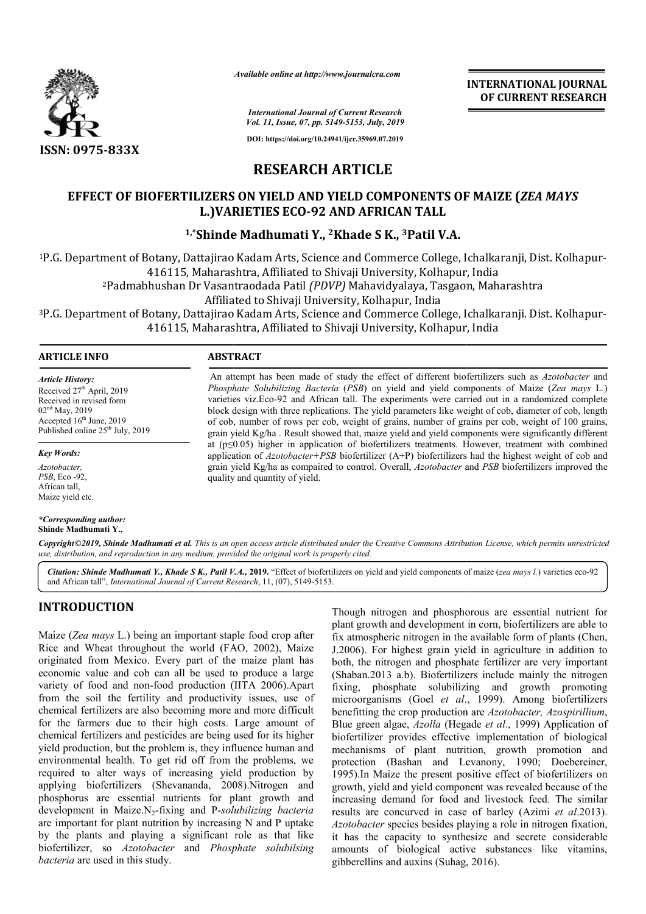*Available online at http://www.journalcra.com*

*International Journal of Current Research*
*Vol. 11, Issue, 07, pp. 5149-5153, July, 2019*

**DOI: https://doi.org/10.24941/ijcr.35969.07.2019**

**INTERNATIONAL JOURNAL OF CURRENT RESEARCH**

**ISSN: 0975-833X**

# RESEARCH ARTICLE

## EFFECT OF BIOFERTILIZERS ON YIELD AND YIELD COMPONENTS OF MAIZE (*ZEA MAYS* L.)VARIETIES ECO-92 AND AFRICAN TALL

**[1,*]Shinde Madhumati Y., [2]Khade S K., [3]Patil V.A.**

[1]P.G. Department of Botany, Dattajirao Kadam Arts, Science and Commerce College, Ichalkaranji, Dist. Kolhapur-416115, Maharashtra, Affiliated to Shivaji University, Kolhapur, India

[2]Padmabhushan Dr Vasantraodada Patil *(PDVP)* Mahavidyalaya, Tasgaon, Maharashtra Affiliated to Shivaji University, Kolhapur, India

[3]P.G. Department of Botany, Dattajirao Kadam Arts, Science and Commerce College, Ichalkaranji. Dist. Kolhapur-416115, Maharashtra, Affiliated to Shivaji University, Kolhapur, India

**ARTICLE INFO**

*Article History:*
Received 27th April, 2019
Received in revised form
02nd May, 2019
Accepted 16th June, 2019
Published online 25th July, 2019

*Key Words:*
*Azotobacter*,
*PSB*, Eco -92,
African tall,
Maize yield etc.

*\*Corresponding author:*
**Shinde Madhumati Y.,**

**ABSTRACT**

An attempt has been made of study the effect of different biofertilizers such as *Azotobacter* and *Phosphate Solubilizing Bacteria* (*PSB*) on yield and yield components of Maize (*Zea mays* L.) varieties viz.Eco-92 and African tall. The experiments were carried out in a randomized complete block design with three replications. The yield parameters like weight of cob, diameter of cob, length of cob, number of rows per cob, weight of grains, number of grains per cob, weight of 100 grains, grain yield Kg/ha . Result showed that, maize yield and yield components were significantly different at ($p \leq 0.05$) higher in application of biofertilizers treatments. However, treatment with combined application of *Azotobacter+PSB* biofertilizer (A+P) biofertilizers had the highest weight of cob and grain yield Kg/ha as compaired to control. Overall, *Azotobacter* and *PSB* biofertilizers improved the quality and quantity of yield.

*Copyright©2019, Shinde Madhumati et al. This is an open access article distributed under the Creative Commons Attribution License, which permits unrestricted use, distribution, and reproduction in any medium, provided the original work is properly cited.*

*Citation: Shinde Madhumati Y., Khade S K., Patil V.A.,* **2019.** "Effect of biofertilizers on yield and yield components of maize (*zea mays l.*) varieties eco-92 and African tall", *International Journal of Current Research*, 11, (07), 5149-5153.

# INTRODUCTION

Maize (*Zea mays* L.) being an important staple food crop after Rice and Wheat throughout the world (FAO, 2002), Maize originated from Mexico. Every part of the maize plant has economic value and cob can all be used to produce a large variety of food and non-food production (IITA 2006).Apart from the soil the fertility and productivity issues, use of chemical fertilizers are also becoming more and more difficult for the farmers due to their high costs. Large amount of chemical fertilizers and pesticides are being used for its higher yield production, but the problem is, they influence human and environmental health. To get rid off from the problems, we required to alter ways of increasing yield production by applying biofertilizers (Shevananda, 2008).Nitrogen and phosphorus are essential nutrients for plant growth and development in Maize.$N_2$-fixing and P-*solubilizing bacteria* are important for plant nutrition by increasing N and P uptake by the plants and playing a significant role as that like biofertilizer, so *Azotobacter* and *Phosphate solubilsing bacteria* are used in this study.

Though nitrogen and phosphorous are essential nutrient for plant growth and development in corn, biofertilizers are able to fix atmospheric nitrogen in the available form of plants (Chen, J.2006). For highest grain yield in agriculture in addition to both, the nitrogen and phosphate fertilizer are very important (Shaban.2013 a.b). Biofertilizers include mainly the nitrogen fixing, phosphate solubilizing and growth promoting microorganisms (Goel *et al*., 1999). Among biofertilizers benefitting the crop production are *Azotobacter, Azospirillium*, Blue green algae, *Azolla* (Hegade *et al*., 1999) Application of biofertilizer provides effective implementation of biological mechanisms of plant nutrition, growth promotion and protection (Bashan and Levanony, 1990; Doebereiner, 1995).In Maize the present positive effect of biofertilizers on growth, yield and yield component was revealed because of the increasing demand for food and livestock feed. The similar results are concurved in case of barley (Azimi *et al*.2013). *Azotobacter* species besides playing a role in nitrogen fixation, it has the capacity to synthesize and secrete considerable amounts of biological active substances like vitamins, gibberellins and auxins (Suhag, 2016).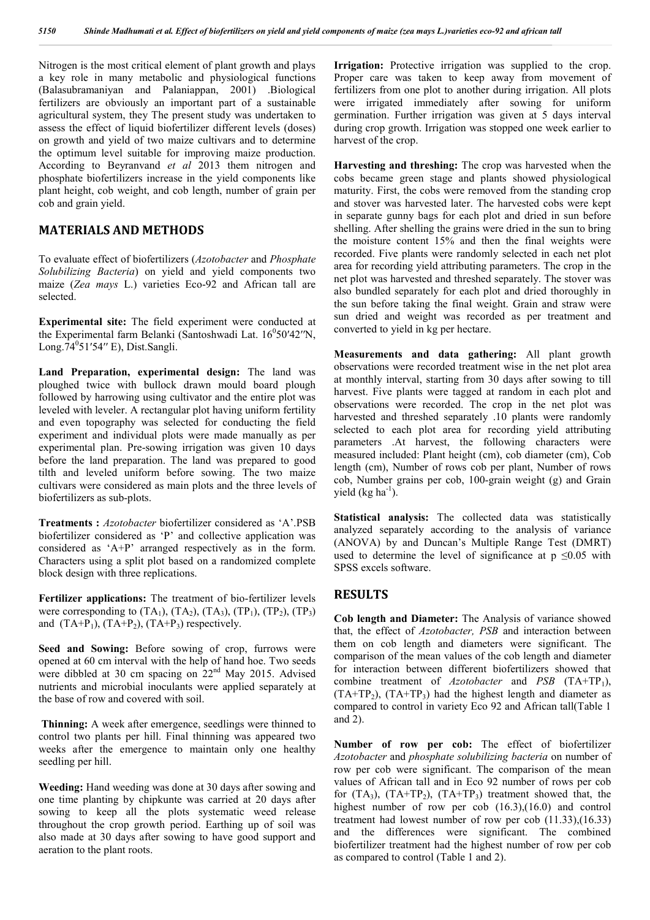Nitrogen is the most critical element of plant growth and plays a key role in many metabolic and physiological functions (Balasubramaniyan and Palaniappan, 2001) .Biological fertilizers are obviously an important part of a sustainable agricultural system, they The present study was undertaken to assess the effect of liquid biofertilizer different levels (doses) on growth and yield of two maize cultivars and to determine the optimum level suitable for improving maize production. According to Beyranvand *et al* 2013 them nitrogen and phosphate biofertilizers increase in the yield components like plant height, cob weight, and cob length, number of grain per cob and grain yield.

## MATERIALS AND METHODS

To evaluate effect of biofertilizers (*Azotobacter* and *Phosphate Solubilizing Bacteria*) on yield and yield components two maize (*Zea mays* L.) varieties Eco-92 and African tall are selected.

**Experimental site:** The field experiment were conducted at the Experimental farm Belanki (Santoshwadi Lat. $16^0 50'42''$N, Long.$74^0 51'54''$ E), Dist.Sangli.

**Land Preparation, experimental design:** The land was ploughed twice with bullock drawn mould board plough followed by harrowing using cultivator and the entire plot was leveled with leveler. A rectangular plot having uniform fertility and even topography was selected for conducting the field experiment and individual plots were made manually as per experimental plan. Pre-sowing irrigation was given 10 days before the land preparation. The land was prepared to good tilth and leveled uniform before sowing. The two maize cultivars were considered as main plots and the three levels of biofertilizers as sub-plots.

**Treatments :** *Azotobacter* biofertilizer considered as 'A'.PSB biofertilizer considered as 'P' and collective application was considered as 'A+P' arranged respectively as in the form. Characters using a split plot based on a randomized complete block design with three replications.

**Fertilizer applications:** The treatment of bio-fertilizer levels were corresponding to ($TA_1$), ($TA_2$), ($TA_3$), ($TP_1$), ($TP_2$), ($TP_3$) and ($TA+P_1$), ($TA+P_2$), ($TA+P_3$) respectively.

**Seed and Sowing:** Before sowing of crop, furrows were opened at 60 cm interval with the help of hand hoe. Two seeds were dibbled at 30 cm spacing on 22nd May 2015. Advised nutrients and microbial inoculants were applied separately at the base of row and covered with soil.

**Thinning:** A week after emergence, seedlings were thinned to control two plants per hill. Final thinning was appeared two weeks after the emergence to maintain only one healthy seedling per hill.

**Weeding:** Hand weeding was done at 30 days after sowing and one time planting by chipkunte was carried at 20 days after sowing to keep all the plots systematic weed release throughout the crop growth period. Earthing up of soil was also made at 30 days after sowing to have good support and aeration to the plant roots.

**Irrigation:** Protective irrigation was supplied to the crop. Proper care was taken to keep away from movement of fertilizers from one plot to another during irrigation. All plots were irrigated immediately after sowing for uniform germination. Further irrigation was given at 5 days interval during crop growth. Irrigation was stopped one week earlier to harvest of the crop.

**Harvesting and threshing:** The crop was harvested when the cobs became green stage and plants showed physiological maturity. First, the cobs were removed from the standing crop and stover was harvested later. The harvested cobs were kept in separate gunny bags for each plot and dried in sun before shelling. After shelling the grains were dried in the sun to bring the moisture content 15% and then the final weights were recorded. Five plants were randomly selected in each net plot area for recording yield attributing parameters. The crop in the net plot was harvested and threshed separately. The stover was also bundled separately for each plot and dried thoroughly in the sun before taking the final weight. Grain and straw were sun dried and weight was recorded as per treatment and converted to yield in kg per hectare.

**Measurements and data gathering:** All plant growth observations were recorded treatment wise in the net plot area at monthly interval, starting from 30 days after sowing to till harvest. Five plants were tagged at random in each plot and observations were recorded. The crop in the net plot was harvested and threshed separately .10 plants were randomly selected to each plot area for recording yield attributing parameters .At harvest, the following characters were measured included: Plant height (cm), cob diameter (cm), Cob length (cm), Number of rows cob per plant, Number of rows cob, Number grains per cob, 100-grain weight (g) and Grain yield (kg $ha^{-1}$).

**Statistical analysis:** The collected data was statistically analyzed separately according to the analysis of variance (ANOVA) by and Duncan's Multiple Range Test (DMRT) used to determine the level of significance at $p \leq 0.05$ with SPSS excels software.

## RESULTS

**Cob length and Diameter:** The Analysis of variance showed that, the effect of *Azotobacter, PSB* and interaction between them on cob length and diameters were significant. The comparison of the mean values of the cob length and diameter for interaction between different biofertilizers showed that combine treatment of *Azotobacter* and *PSB* ($TA+TP_1$), ($TA+TP_2$), ($TA+TP_3$) had the highest length and diameter as compared to control in variety Eco 92 and African tall(Table 1 and 2).

**Number of row per cob:** The effect of biofertilizer *Azotobacter* and *phosphate solubilizing bacteria* on number of row per cob were significant. The comparison of the mean values of African tall and in Eco 92 number of rows per cob for ($TA_3$), ($TA+TP_2$), ($TA+TP_3$) treatment showed that, the highest number of row per cob (16.3),(16.0) and control treatment had lowest number of row per cob (11.33),(16.33) and the differences were significant. The combined biofertilizer treatment had the highest number of row per cob as compared to control (Table 1 and 2).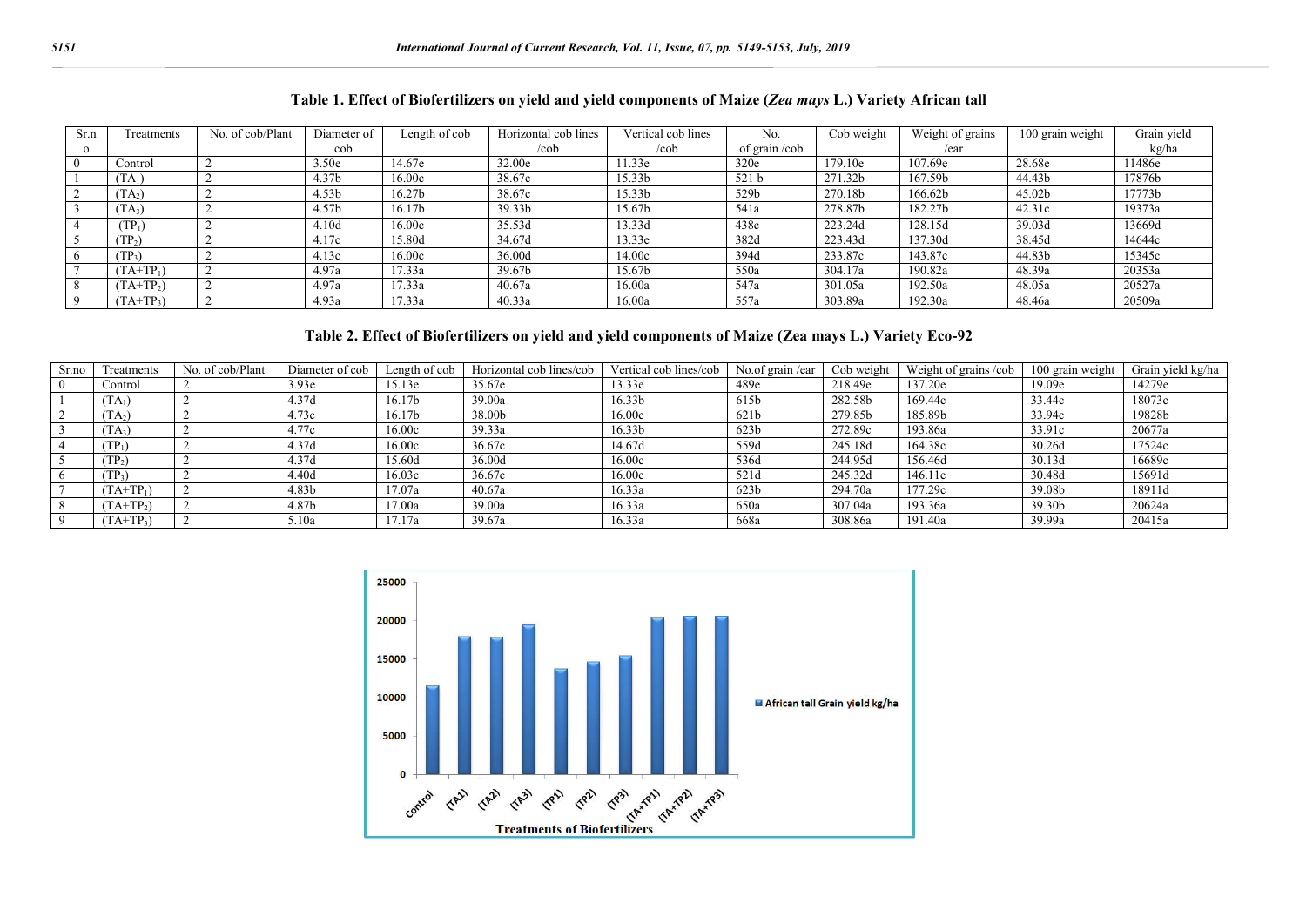**Table 1. Effect of Biofertilizers on yield and yield components of Maize (*Zea mays* L.) Variety African tall**

| Sr.no | Treatments | No. of cob/Plant | Diameter of cob | Length of cob | Horizontal cob lines /cob | Vertical cob lines /cob | No. of grain /cob | Cob weight | Weight of grains /ear | 100 grain weight | Grain yield kg/ha |
|---|---|---|---|---|---|---|---|---|---|---|---|
| 0 | Control | 2 | 3.50e | 14.67e | 32.00e | 11.33e | 320e | 179.10e | 107.69e | 28.68e | 11486e |
| 1 | $(TA_1)$ | 2 | 4.37b | 16.00c | 38.67c | 15.33b | 521 b | 271.32b | 167.59b | 44.43b | 17876b |
| 2 | $(TA_2)$ | 2 | 4.53b | 16.27b | 38.67c | 15.33b | 529b | 270.18b | 166.62b | 45.02b | 17773b |
| 3 | $(TA_3)$ | 2 | 4.57b | 16.17b | 39.33b | 15.67b | 541a | 278.87b | 182.27b | 42.31c | 19373a |
| 4 | $(TP_1)$ | 2 | 4.10d | 16.00c | 35.53d | 13.33d | 438c | 223.24d | 128.15d | 39.03d | 13669d |
| 5 | $(TP_2)$ | 2 | 4.17c | 15.80d | 34.67d | 13.33e | 382d | 223.43d | 137.30d | 38.45d | 14644c |
| 6 | $(TP_3)$ | 2 | 4.13c | 16.00c | 36.00d | 14.00c | 394d | 233.87c | 143.87c | 44.83b | 15345c |
| 7 | $(TA+TP_1)$ | 2 | 4.97a | 17.33a | 39.67b | 15.67b | 550a | 304.17a | 190.82a | 48.39a | 20353a |
| 8 | $(TA+TP_2)$ | 2 | 4.97a | 17.33a | 40.67a | 16.00a | 547a | 301.05a | 192.50a | 48.05a | 20527a |
| 9 | $(TA+TP_3)$ | 2 | 4.93a | 17.33a | 40.33a | 16.00a | 557a | 303.89a | 192.30a | 48.46a | 20509a |

**Table 2. Effect of Biofertilizers on yield and yield components of Maize (Zea mays L.) Variety Eco-92**

| Sr.no | Treatments | No. of cob/Plant | Diameter of cob | Length of cob | Horizontal cob lines/cob | Vertical cob lines/cob | No.of grain /ear | Cob weight | Weight of grains /cob | 100 grain weight | Grain yield kg/ha |
|---|---|---|---|---|---|---|---|---|---|---|---|
| 0 | Control | 2 | 3.93e | 15.13e | 35.67e | 13.33e | 489e | 218.49e | 137.20e | 19.09e | 14279e |
| 1 | $(TA_1)$ | 2 | 4.37d | 16.17b | 39.00a | 16.33b | 615b | 282.58b | 169.44c | 33.44c | 18073c |
| 2 | $(TA_2)$ | 2 | 4.73c | 16.17b | 38.00b | 16.00c | 621b | 279.85b | 185.89b | 33.94c | 19828b |
| 3 | $(TA_3)$ | 2 | 4.77c | 16.00c | 39.33a | 16.33b | 623b | 272.89c | 193.86a | 33.91c | 20677a |
| 4 | $(TP_1)$ | 2 | 4.37d | 16.00c | 36.67c | 14.67d | 559d | 245.18d | 164.38c | 30.26d | 17524c |
| 5 | $(TP_2)$ | 2 | 4.37d | 15.60d | 36.00d | 16.00c | 536d | 244.95d | 156.46d | 30.13d | 16689c |
| 6 | $(TP_3)$ | 2 | 4.40d | 16.03c | 36.67c | 16.00c | 521d | 245.32d | 146.11e | 30.48d | 15691d |
| 7 | $(TA+TP_1)$ | 2 | 4.83b | 17.07a | 40.67a | 16.33a | 623b | 294.70a | 177.29c | 39.08b | 18911d |
| 8 | $(TA+TP_2)$ | 2 | 4.87b | 17.00a | 39.00a | 16.33a | 650a | 307.04a | 193.36a | 39.30b | 20624a |
| 9 | $(TA+TP_3)$ | 2 | 5.10a | 17.17a | 39.67a | 16.33a | 668a | 308.86a | 191.40a | 39.99a | 20415a |

| Treatments of Biofertilizers | African tall Grain yield kg/ha |
|---|---|
| Control | 11486 |
| (TA1) | 17876 |
| (TA2) | 17773 |
| (TA3) | 19373 |
| (TP1) | 13669 |
| (TP2) | 14644 |
| (TP3) | 15345 |
| (TA+TP1) | 20353 |
| (TA+TP2) | 20527 |
| (TA+TP3) | 20509 |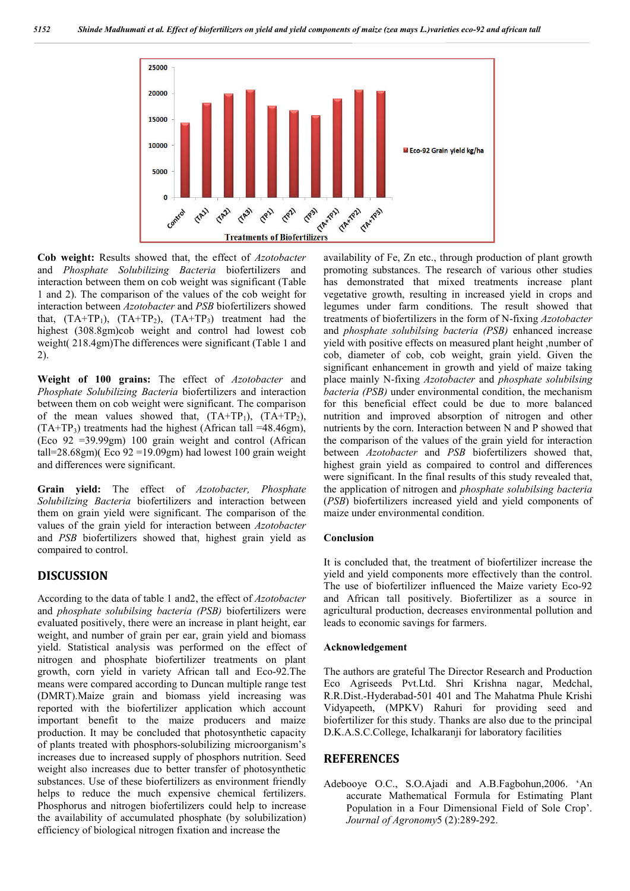Cob weight: Results showed that, the effect of *Azotobacter* and *Phosphate Solubilizing Bacteria* biofertilizers and interaction between them on cob weight was significant (Table 1 and 2). The comparison of the values of the cob weight for interaction between *Azotobacter* and *PSB* biofertilizers showed that, (TA+$TP_1$), (TA+$TP_2$), (TA+$TP_3$) treatment had the highest (308.8gm)cob weight and control had lowest cob weight( 218.4gm)The differences were significant (Table 1 and 2).

**Weight of 100 grains:** The effect of *Azotobacter* and *Phosphate Solubilizing Bacteria* biofertilizers and interaction between them on cob weight were significant. The comparison of the mean values showed that, (TA+$TP_1$), (TA+$TP_2$), (TA+$TP_3$) treatments had the highest (African tall =48.46gm), (Eco 92 =39.99gm) 100 grain weight and control (African tall=28.68gm)( Eco 92 =19.09gm) had lowest 100 grain weight and differences were significant.

**Grain yield:** The effect of *Azotobacter, Phosphate Solubilizing Bacteria* biofertilizers and interaction between them on grain yield were significant. The comparison of the values of the grain yield for interaction between *Azotobacter* and *PSB* biofertilizers showed that, highest grain yield as compaired to control.

## DISCUSSION

According to the data of table 1 and2, the effect of *Azotobacter* and *phosphate solubilsing bacteria (PSB)* biofertilizers were evaluated positively, there were an increase in plant height, ear weight, and number of grain per ear, grain yield and biomass yield. Statistical analysis was performed on the effect of nitrogen and phosphate biofertilizer treatments on plant growth, corn yield in variety African tall and Eco-92.The means were compared according to Duncan multiple range test (DMRT).Maize grain and biomass yield increasing was reported with the biofertilizer application which account important benefit to the maize producers and maize production. It may be concluded that photosynthetic capacity of plants treated with phosphors-solubilizing microorganism's increases due to increased supply of phosphors nutrition. Seed weight also increases due to better transfer of photosynthetic substances. Use of these biofertilizers as environment friendly helps to reduce the much expensive chemical fertilizers. Phosphorus and nitrogen biofertilizers could help to increase the availability of accumulated phosphate (by solubilization) efficiency of biological nitrogen fixation and increase the availability of Fe, Zn etc., through production of plant growth promoting substances. The research of various other studies has demonstrated that mixed treatments increase plant vegetative growth, resulting in increased yield in crops and legumes under farm conditions. The result showed that treatments of biofertilizers in the form of N-fixing *Azotobacter* and *phosphate solubilsing bacteria (PSB)* enhanced increase yield with positive effects on measured plant height ,number of cob, diameter of cob, cob weight, grain yield. Given the significant enhancement in growth and yield of maize taking place mainly N-fixing *Azotobacter* and *phosphate solubilsing bacteria (PSB)* under environmental condition, the mechanism for this beneficial effect could be due to more balanced nutrition and improved absorption of nitrogen and other nutrients by the corn. Interaction between N and P showed that the comparison of the values of the grain yield for interaction between *Azotobacter* and *PSB* biofertilizers showed that, highest grain yield as compaired to control and differences were significant. In the final results of this study revealed that, the application of nitrogen and *phosphate solubilsing bacteria* (*PSB*) biofertilizers increased yield and yield components of maize under environmental condition.

### Conclusion

It is concluded that, the treatment of biofertilizer increase the yield and yield components more effectively than the control. The use of biofertilizer influenced the Maize variety Eco-92 and African tall positively. Biofertilizer as a source in agricultural production, decreases environmental pollution and leads to economic savings for farmers.

### Acknowledgement

The authors are grateful The Director Research and Production Eco Agriseeds Pvt.Ltd. Shri Krishna nagar, Medchal, R.R.Dist.-Hyderabad-501 401 and The Mahatma Phule Krishi Vidyapeeth, (MPKV) Rahuri for providing seed and biofertilizer for this study. Thanks are also due to the principal D.K.A.S.C.College, Ichalkaranji for laboratory facilities

## REFERENCES

Adebooye O.C., S.O.Ajadi and A.B.Fagbohun,2006. 'An accurate Mathematical Formula for Estimating Plant Population in a Four Dimensional Field of Sole Crop'. *Journal of Agronomy*5 (2):289-292.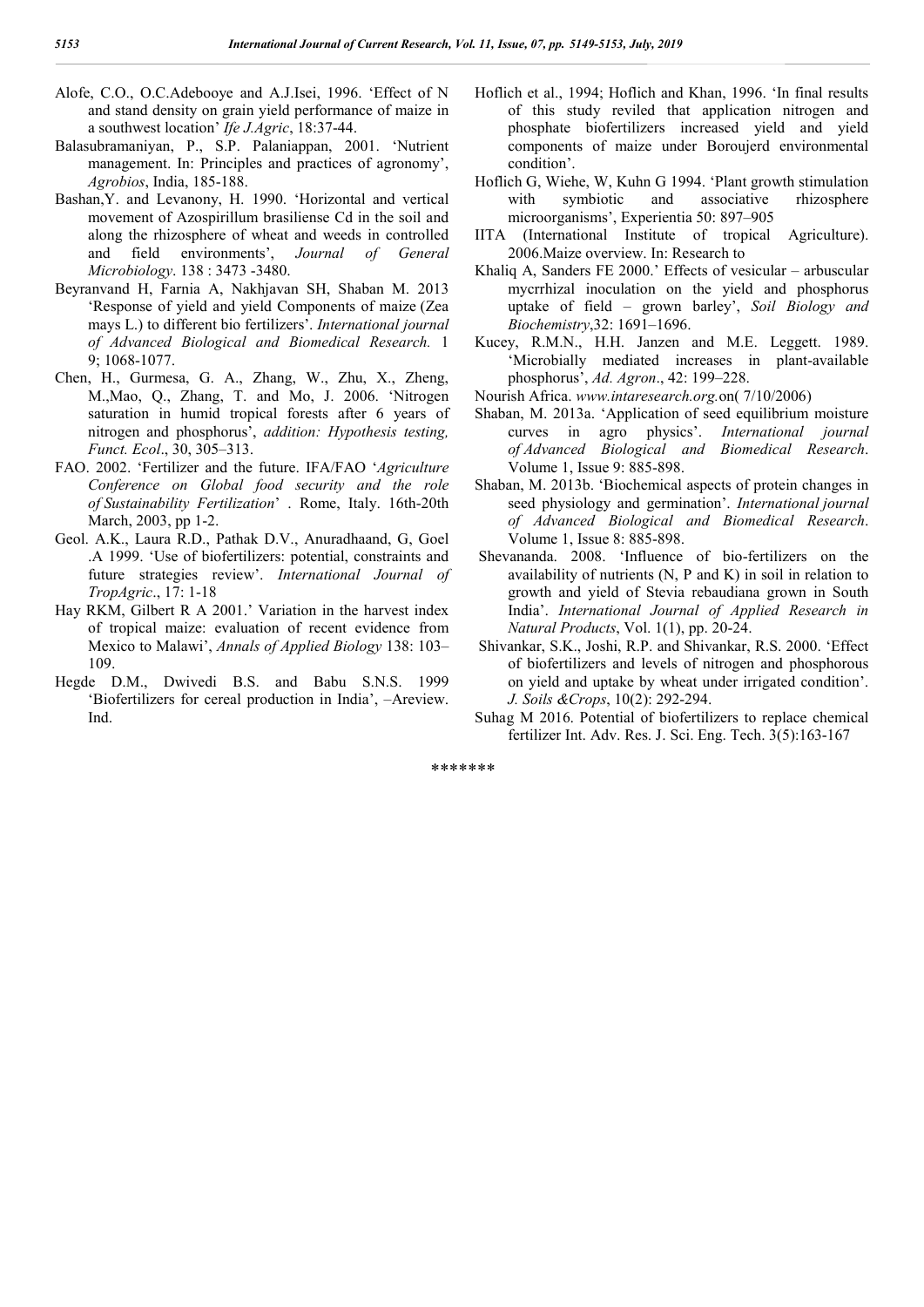Alofe, C.O., O.C.Adebooye and A.J.Isei, 1996. 'Effect of N and stand density on grain yield performance of maize in a southwest location' *Ife J.Agric*, 18:37-44.

Balasubramaniyan, P., S.P. Palaniappan, 2001. 'Nutrient management. In: Principles and practices of agronomy', *Agrobios*, India, 185-188.

Bashan,Y. and Levanony, H. 1990. 'Horizontal and vertical movement of Azospirillum brasiliense Cd in the soil and along the rhizosphere of wheat and weeds in controlled and field environments', *Journal of General Microbiology*. 138 : 3473 -3480.

Beyranvand H, Farnia A, Nakhjavan SH, Shaban M. 2013 'Response of yield and yield Components of maize (Zea mays L.) to different bio fertilizers'. *International journal of Advanced Biological and Biomedical Research.* 1 9; 1068-1077.

Chen, H., Gurmesa, G. A., Zhang, W., Zhu, X., Zheng, M.,Mao, Q., Zhang, T. and Mo, J. 2006. 'Nitrogen saturation in humid tropical forests after 6 years of nitrogen and phosphorus', *addition: Hypothesis testing, Funct. Ecol*., 30, 305–313.

FAO. 2002. 'Fertilizer and the future. IFA/FAO '*Agriculture Conference on Global food security and the role of Sustainability Fertilization*' . Rome, Italy. 16th-20th March, 2003, pp 1-2.

Geol. A.K., Laura R.D., Pathak D.V., Anuradhaand, G, Goel .A 1999. 'Use of biofertilizers: potential, constraints and future strategies review'. *International Journal of TropAgric*., 17: 1-18

Hay RKM, Gilbert R A 2001.' Variation in the harvest index of tropical maize: evaluation of recent evidence from Mexico to Malawi', *Annals of Applied Biology* 138: 103–109.

Hegde D.M., Dwivedi B.S. and Babu S.N.S. 1999 'Biofertilizers for cereal production in India', –Areview. Ind.

Hoflich et al., 1994; Hoflich and Khan, 1996. 'In final results of this study reviled that application nitrogen and phosphate biofertilizers increased yield and yield components of maize under Boroujerd environmental condition'.

Hoflich G, Wiehe, W, Kuhn G 1994. 'Plant growth stimulation with symbiotic and associative rhizosphere microorganisms', Experientia 50: 897–905

IITA (International Institute of tropical Agriculture). 2006.Maize overview. In: Research to

Khaliq A, Sanders FE 2000.' Effects of vesicular – arbuscular mycrrhizal inoculation on the yield and phosphorus uptake of field – grown barley', *Soil Biology and Biochemistry*,32: 1691–1696.

Kucey, R.M.N., H.H. Janzen and M.E. Leggett. 1989. 'Microbially mediated increases in plant-available phosphorus', *Ad. Agron*., 42: 199–228.

Nourish Africa. *www.intaresearch.org.*on( 7/10/2006)

Shaban, M. 2013a. 'Application of seed equilibrium moisture curves in agro physics'. *International journal of Advanced Biological and Biomedical Research*. Volume 1, Issue 9: 885-898.

Shaban, M. 2013b. 'Biochemical aspects of protein changes in seed physiology and germination'. *International journal of Advanced Biological and Biomedical Research*. Volume 1, Issue 8: 885-898.

Shevananda. 2008. 'Influence of bio-fertilizers on the availability of nutrients (N, P and K) in soil in relation to growth and yield of Stevia rebaudiana grown in South India'. *International Journal of Applied Research in Natural Products*, Vol. 1(1), pp. 20-24.

Shivankar, S.K., Joshi, R.P. and Shivankar, R.S. 2000. 'Effect of biofertilizers and levels of nitrogen and phosphorous on yield and uptake by wheat under irrigated condition'. *J. Soils &Crops*, 10(2): 292-294.

Suhag M 2016. Potential of biofertilizers to replace chemical fertilizer Int. Adv. Res. J. Sci. Eng. Tech. 3(5):163-167

*******